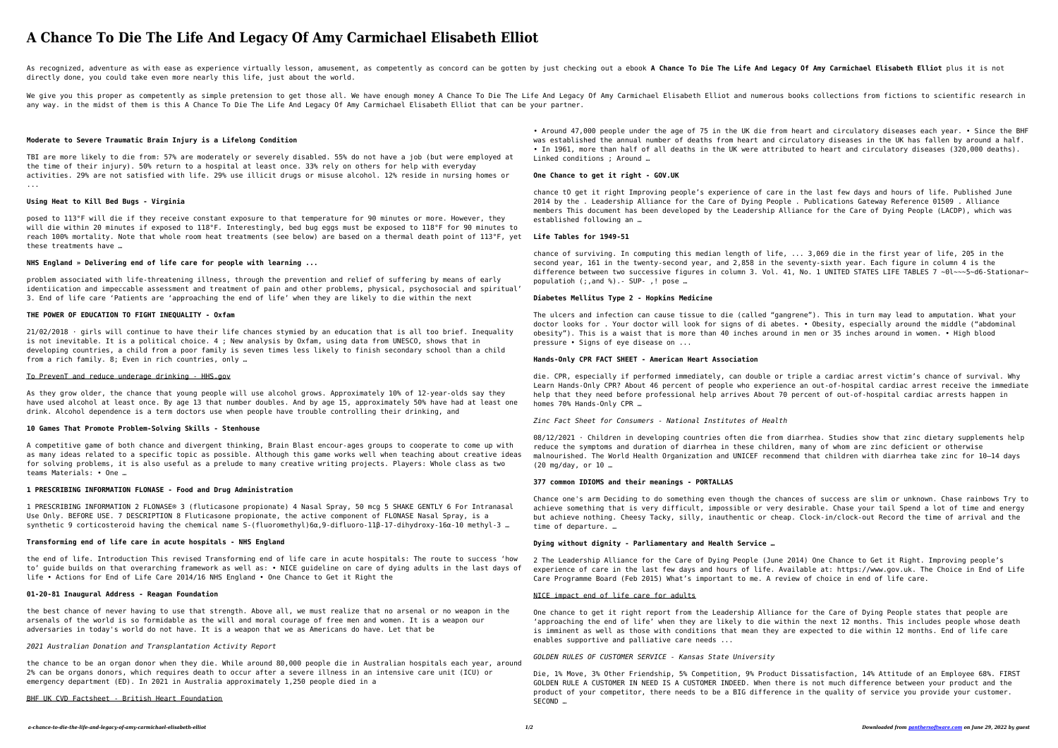# A Chance To Die The Life And Legacy Of Amy Carmichael Elisabeth Elliot

As recognized, adventure as with ease as experience virtually lesson, amusement, as competently as concord can be gotten by just checking out a ebook **A Chance To Die The Life And Legacy Of Amy Carmichael Elisabeth Elliot** plus it is not directly done, you could take even more nearly this life, just about the world.

We give you this proper as competently as simple pretension to get those all. We have enough money A Chance To Die The Life And Legacy Of Amy Carmichael Elisabeth Elliot and numerous books collections from fictions to scientific research in any way. in the midst of them is this A Chance To Die The Life And Legacy Of Amy Carmichael Elisabeth Elliot that can be your partner.

**Moderate to Severe Traumatic Brain Injury is a Lifelong Condition**

TBI are more likely to die from: 57% are moderately or severely disabled. 55% do not have a job (but were employed at the time of their injury). 50% return to a hospital at least once. 33% rely on others for help with everyday activities. 29% are not satisfied with life. 29% use illicit drugs or misuse alcohol. 12% reside in nursing homes or ...

**Using Heat to Kill Bed Bugs - Virginia**

posed to 113°F will die if they receive constant exposure to that temperature for 90 minutes or more. However, they will die within 20 minutes if exposed to 118°F. Interestingly, bed bug eggs must be exposed to 118°F for 90 minutes to reach 100% mortality. Note that whole room heat treatments (see below) are based on a thermal death point of 113°F, yet these treatments have …

**NHS England » Delivering end of life care for people with learning ...**

problem associated with life-threatening illness, through the prevention and relief of suffering by means of early identiication and impeccable assessment and treatment of pain and other problems, physical, psychosocial and spiritual' 3. End of life care 'Patients are 'approaching the end of life' when they are likely to die within the next

**THE POWER OF EDUCATION TO FIGHT INEQUALITY - Oxfam**

21/02/2018 · girls will continue to have their life chances stymied by an education that is all too brief. Inequality is not inevitable. It is a political choice. 4 ; New analysis by Oxfam, using data from UNESCO, shows that in developing countries, a child from a poor family is seven times less likely to finish secondary school than a child from a rich family. 8; Even in rich countries, only …

To PrevenT and reduce underage drinking - HHS.gov

As they grow older, the chance that young people will use alcohol grows. Approximately 10% of 12-year-olds say they have used alcohol at least once. By age 13 that number doubles. And by age 15, approximately 50% have had at least one drink. Alcohol dependence is a term doctors use when people have trouble controlling their drinking, and

**10 Games That Promote Problem-Solving Skills - Stenhouse**

A competitive game of both chance and divergent thinking, Brain Blast encour-ages groups to cooperate to come up with as many ideas related to a specific topic as possible. Although this game works well when teaching about creative ideas for solving problems, it is also useful as a prelude to many creative writing projects. Players: Whole class as two teams Materials: • One …

**1 PRESCRIBING INFORMATION FLONASE - Food and Drug Administration**

1 PRESCRIBING INFORMATION 2 FLONASE® 3 (fluticasone propionate) 4 Nasal Spray, 50 mcg 5 SHAKE GENTLY 6 For Intranasal Use Only. BEFORE USE. 7 DESCRIPTION 8 Fluticasone propionate, the active component of FLONASE Nasal Spray, is a synthetic 9 corticosteroid having the chemical name S-(fluoromethyl)6α,9-difluoro-11β-17-dihydroxy-16α-10 methyl-3 …

**Transforming end of life care in acute hospitals - NHS England**

the end of life. Introduction This revised Transforming end of life care in acute hospitals: The route to success 'how to' guide builds on that overarching framework as well as: • NICE guideline on care of dying adults in the last days of life • Actions for End of Life Care 2014/16 NHS England • One Chance to Get it Right the

**01-20-81 Inaugural Address - Reagan Foundation**

the best chance of never having to use that strength. Above all, we must realize that no arsenal or no weapon in the arsenals of the world is so formidable as the will and moral courage of free men and women. It is a weapon our adversaries in today's world do not have. It is a weapon that we as Americans do have. Let that be

*2021 Australian Donation and Transplantation Activity Report*

the chance to be an organ donor when they die. While around 80,000 people die in Australian hospitals each year, around 2% can be organs donors, which requires death to occur after a severe illness in an intensive care unit (ICU) or emergency department (ED). In 2021 in Australia approximately 1,250 people died in a

BHF UK CVD Factsheet - British Heart Foundation

• Around 47,000 people under the age of 75 in the UK die from heart and circulatory diseases each year. • Since the BHF was established the annual number of deaths from heart and circulatory diseases in the UK has fallen by around a half. • In 1961, more than half of all deaths in the UK were attributed to heart and circulatory diseases (320,000 deaths). Linked conditions ; Around …

**One Chance to get it right - GOV.UK**

chance tO get it right Improving people's experience of care in the last few days and hours of life. Published June 2014 by the . Leadership Alliance for the Care of Dying People . Publications Gateway Reference 01509 . Alliance members This document has been developed by the Leadership Alliance for the Care of Dying People (LACDP), which was established following an …

**Life Tables for 1949-51**

chance of surviving. In computing this median length of life, ... 3,069 die in the first year of life, 205 in the second year, 161 in the twenty-second year, and 2,858 in the seventy-sixth year. Each figure in column 4 is the difference between two successive figures in column 3. Vol. 41, No. 1 UNITED STATES LIFE TABLES 7 ~0l~~~5~d6-Stationar~ populatioh (;,and %).- SUP- ,! pose …

**Diabetes Mellitus Type 2 - Hopkins Medicine**

The ulcers and infection can cause tissue to die (called "gangrene"). This in turn may lead to amputation. What your doctor looks for . Your doctor will look for signs of di abetes. • Obesity, especially around the middle ("abdominal obesity"). This is a waist that is more than 40 inches around in men or 35 inches around in women. • High blood pressure • Signs of eye disease on ...

**Hands-Only CPR FACT SHEET - American Heart Association**

die. CPR, especially if performed immediately, can double or triple a cardiac arrest victim's chance of survival. Why Learn Hands-Only CPR? About 46 percent of people who experience an out-of-hospital cardiac arrest receive the immediate help that they need before professional help arrives About 70 percent of out-of-hospital cardiac arrests happen in homes 70% Hands-Only CPR …

*Zinc Fact Sheet for Consumers - National Institutes of Health*

08/12/2021 · Children in developing countries often die from diarrhea. Studies show that zinc dietary supplements help reduce the symptoms and duration of diarrhea in these children, many of whom are zinc deficient or otherwise malnourished. The World Health Organization and UNICEF recommend that children with diarrhea take zinc for 10–14 days (20 mg/day, or 10 …

**377 common IDIOMS and their meanings - PORTALLAS**

Chance one's arm Deciding to do something even though the chances of success are slim or unknown. Chase rainbows Try to achieve something that is very difficult, impossible or very desirable. Chase your tail Spend a lot of time and energy but achieve nothing. Cheesy Tacky, silly, inauthentic or cheap. Clock-in/clock-out Record the time of arrival and the time of departure. …

**Dying without dignity - Parliamentary and Health Service …**

2 The Leadership Alliance for the Care of Dying People (June 2014) One Chance to Get it Right. Improving people's experience of care in the last few days and hours of life. Available at: https://www.gov.uk. The Choice in End of Life Care Programme Board (Feb 2015) What's important to me. A review of choice in end of life care.

NICE impact end of life care for adults

One chance to get it right report from the Leadership Alliance for the Care of Dying People states that people are 'approaching the end of life' when they are likely to die within the next 12 months. This includes people whose death is imminent as well as those with conditions that mean they are expected to die within 12 months. End of life care enables supportive and palliative care needs ...

*GOLDEN RULES OF CUSTOMER SERVICE - Kansas State University*

Die, 1% Move, 3% Other Friendship, 5% Competition, 9% Product Dissatisfaction, 14% Attitude of an Employee 68%. FIRST GOLDEN RULE A CUSTOMER IN NEED IS A CUSTOMER INDEED. When there is not much difference between your product and the product of your competitor, there needs to be a BIG difference in the quality of service you provide your customer. SECOND …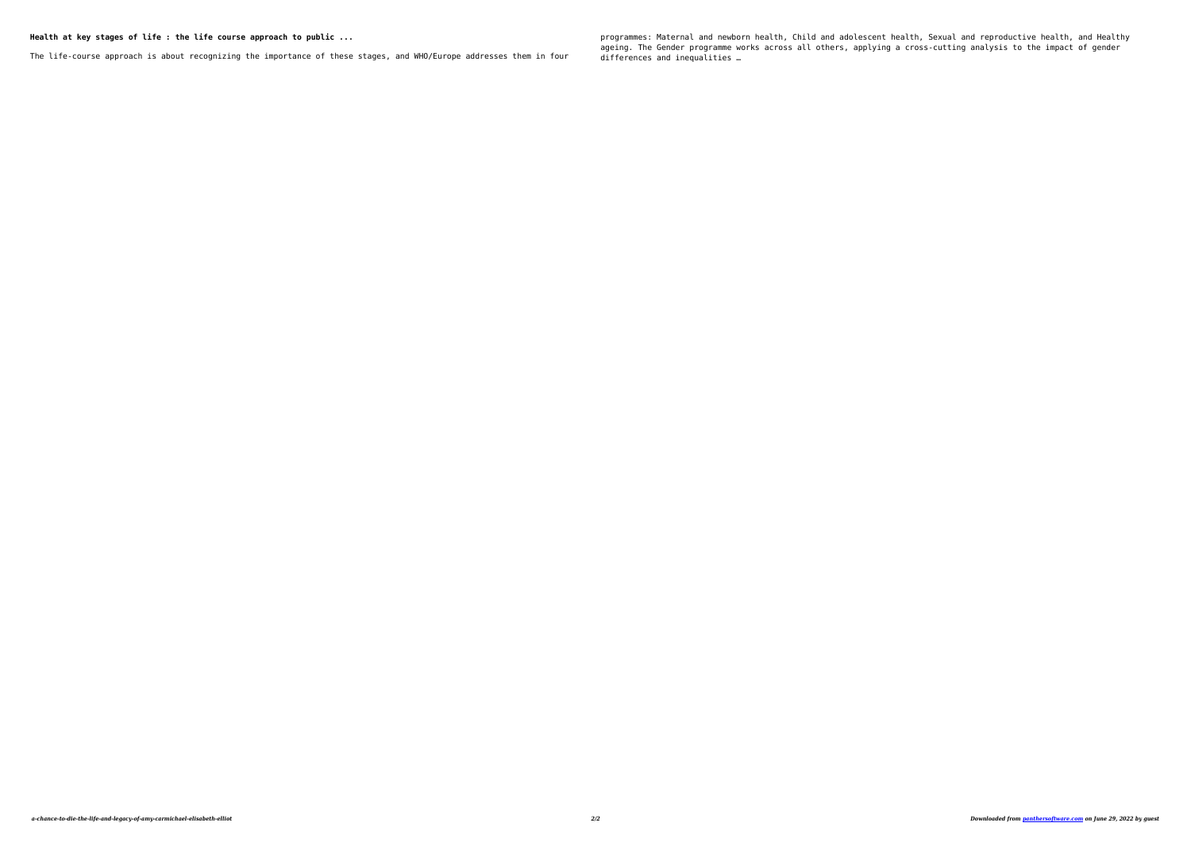**Health at key stages of life : the life course approach to public ...**

The life-course approach is about recognizing the importance of these stages, and WHO/Europe addresses them in four programmes: Maternal and newborn health, Child and adolescent health, Sexual and reproductive health, and Healthy ageing. The Gender programme works across all others, applying a cross-cutting analysis to the impact of gender differences and inequalities …